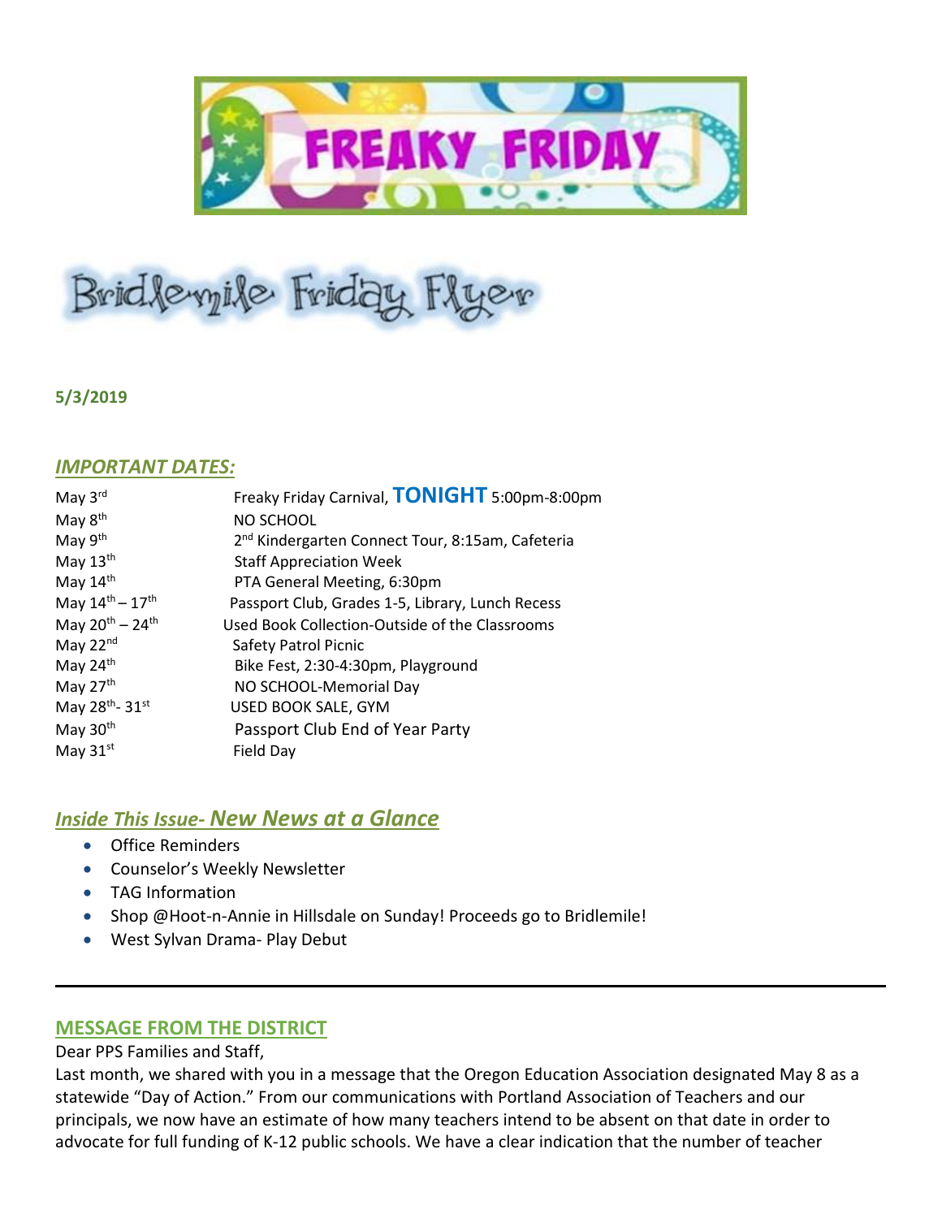# FREAKY FRIDAY

# Bridlemile Friday Flyer

**5/3/2019**

## *IMPORTANT DATES:*

| | |
|---|---|
| May 3rd | Freaky Friday Carnival, **TONIGHT** 5:00pm-8:00pm |
| May 8th | NO SCHOOL |
| May 9th | 2nd Kindergarten Connect Tour, 8:15am, Cafeteria |
| May 13th | Staff Appreciation Week |
| May 14th | PTA General Meeting, 6:30pm |
| May 14th – 17th | Passport Club, Grades 1-5, Library, Lunch Recess |
| May 20th – 24th | Used Book Collection-Outside of the Classrooms |
| May 22nd | Safety Patrol Picnic |
| May 24th | Bike Fest, 2:30-4:30pm, Playground |
| May 27th | NO SCHOOL-Memorial Day |
| May 28th- 31st | USED BOOK SALE, GYM |
| May 30th | Passport Club End of Year Party |
| May 31st | Field Day |

## *Inside This Issue- New News at a Glance*

- Office Reminders
- Counselor's Weekly Newsletter
- TAG Information
- Shop @Hoot-n-Annie in Hillsdale on Sunday! Proceeds go to Bridlemile!
- West Sylvan Drama- Play Debut

---

## MESSAGE FROM THE DISTRICT

Dear PPS Families and Staff,

Last month, we shared with you in a message that the Oregon Education Association designated May 8 as a statewide "Day of Action." From our communications with Portland Association of Teachers and our principals, we now have an estimate of how many teachers intend to be absent on that date in order to advocate for full funding of K-12 public schools. We have a clear indication that the number of teacher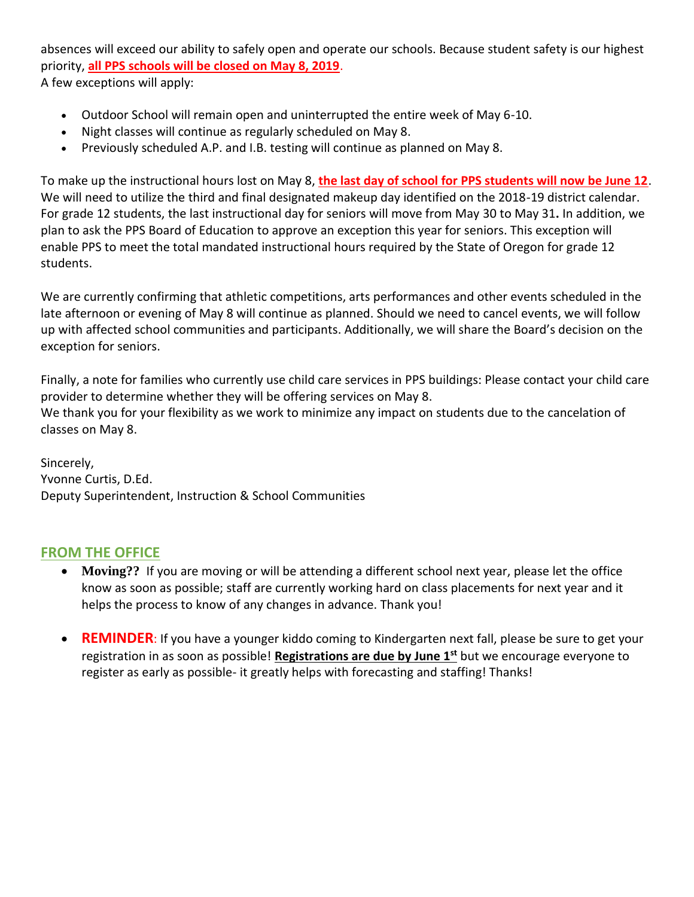absences will exceed our ability to safely open and operate our schools. Because student safety is our highest priority, **all PPS schools will be closed on May 8, 2019**.
A few exceptions will apply:

- Outdoor School will remain open and uninterrupted the entire week of May 6-10.
- Night classes will continue as regularly scheduled on May 8.
- Previously scheduled A.P. and I.B. testing will continue as planned on May 8.

To make up the instructional hours lost on May 8, **the last day of school for PPS students will now be June 12**. We will need to utilize the third and final designated makeup day identified on the 2018-19 district calendar. For grade 12 students, the last instructional day for seniors will move from May 30 to May 31**.** In addition, we plan to ask the PPS Board of Education to approve an exception this year for seniors. This exception will enable PPS to meet the total mandated instructional hours required by the State of Oregon for grade 12 students.

We are currently confirming that athletic competitions, arts performances and other events scheduled in the late afternoon or evening of May 8 will continue as planned. Should we need to cancel events, we will follow up with affected school communities and participants. Additionally, we will share the Board's decision on the exception for seniors.

Finally, a note for families who currently use child care services in PPS buildings: Please contact your child care provider to determine whether they will be offering services on May 8.
We thank you for your flexibility as we work to minimize any impact on students due to the cancelation of classes on May 8.

Sincerely,
Yvonne Curtis, D.Ed.
Deputy Superintendent, Instruction & School Communities

## FROM THE OFFICE

- **Moving??** If you are moving or will be attending a different school next year, please let the office know as soon as possible; staff are currently working hard on class placements for next year and it helps the process to know of any changes in advance. Thank you!

- **REMINDER**: If you have a younger kiddo coming to Kindergarten next fall, please be sure to get your registration in as soon as possible! **Registrations are due by June 1st** but we encourage everyone to register as early as possible- it greatly helps with forecasting and staffing! Thanks!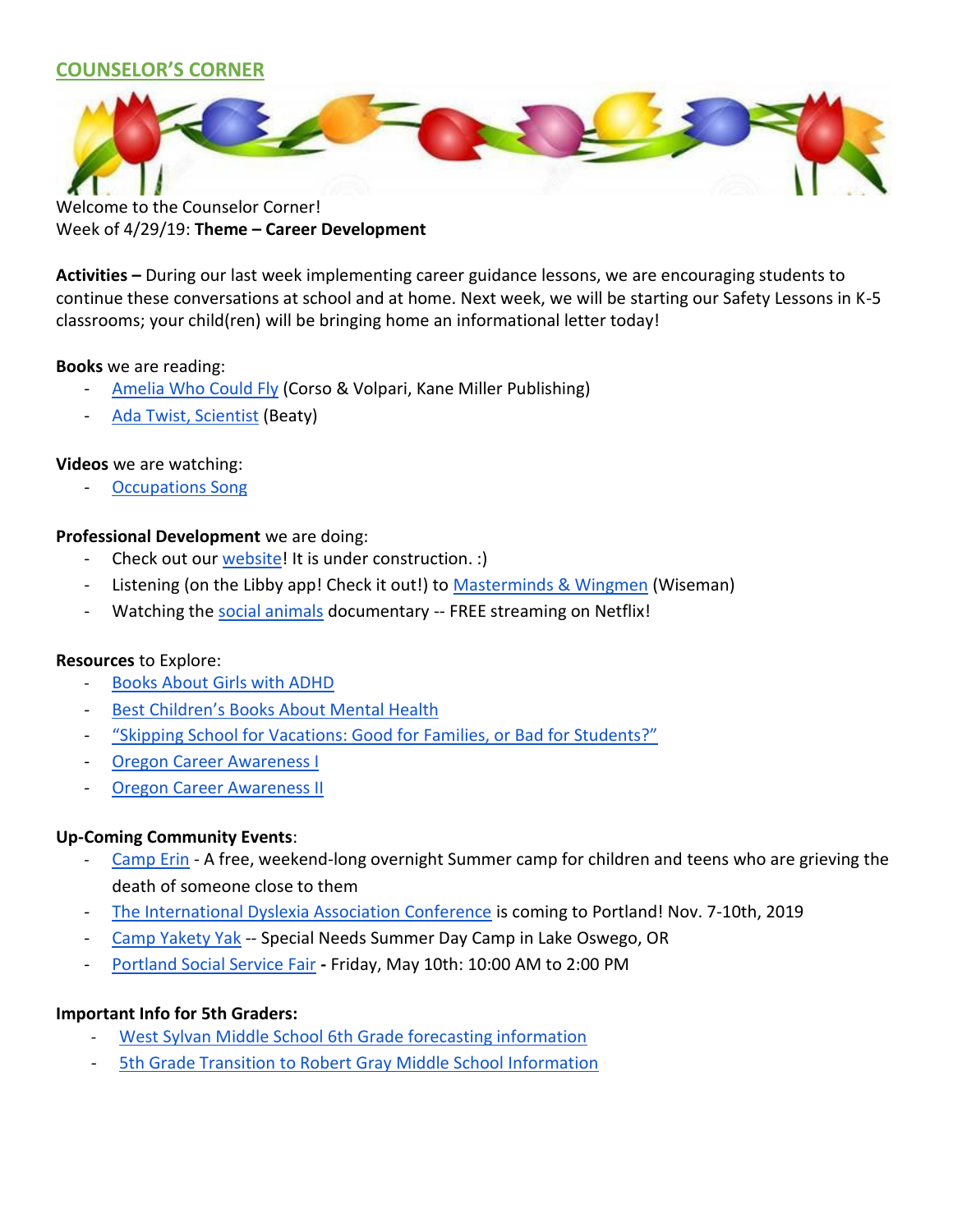## COUNSELOR'S CORNER

Welcome to the Counselor Corner!
Week of 4/29/19: **Theme – Career Development**

**Activities –** During our last week implementing career guidance lessons, we are encouraging students to continue these conversations at school and at home. Next week, we will be starting our Safety Lessons in K-5 classrooms; your child(ren) will be bringing home an informational letter today!

**Books** we are reading:

- Amelia Who Could Fly (Corso & Volpari, Kane Miller Publishing)
- Ada Twist, Scientist (Beaty)

**Videos** we are watching:

- Occupations Song

**Professional Development** we are doing:

- Check out our website! It is under construction. :)
- Listening (on the Libby app! Check it out!) to Masterminds & Wingmen (Wiseman)
- Watching the social animals documentary -- FREE streaming on Netflix!

**Resources** to Explore:

- Books About Girls with ADHD
- Best Children's Books About Mental Health
- "Skipping School for Vacations: Good for Families, or Bad for Students?"
- Oregon Career Awareness I
- Oregon Career Awareness II

**Up-Coming Community Events**:

- Camp Erin - A free, weekend-long overnight Summer camp for children and teens who are grieving the death of someone close to them
- The International Dyslexia Association Conference is coming to Portland! Nov. 7-10th, 2019
- Camp Yakety Yak -- Special Needs Summer Day Camp in Lake Oswego, OR
- Portland Social Service Fair **-** Friday, May 10th: 10:00 AM to 2:00 PM

**Important Info for 5th Graders:**

- West Sylvan Middle School 6th Grade forecasting information
- 5th Grade Transition to Robert Gray Middle School Information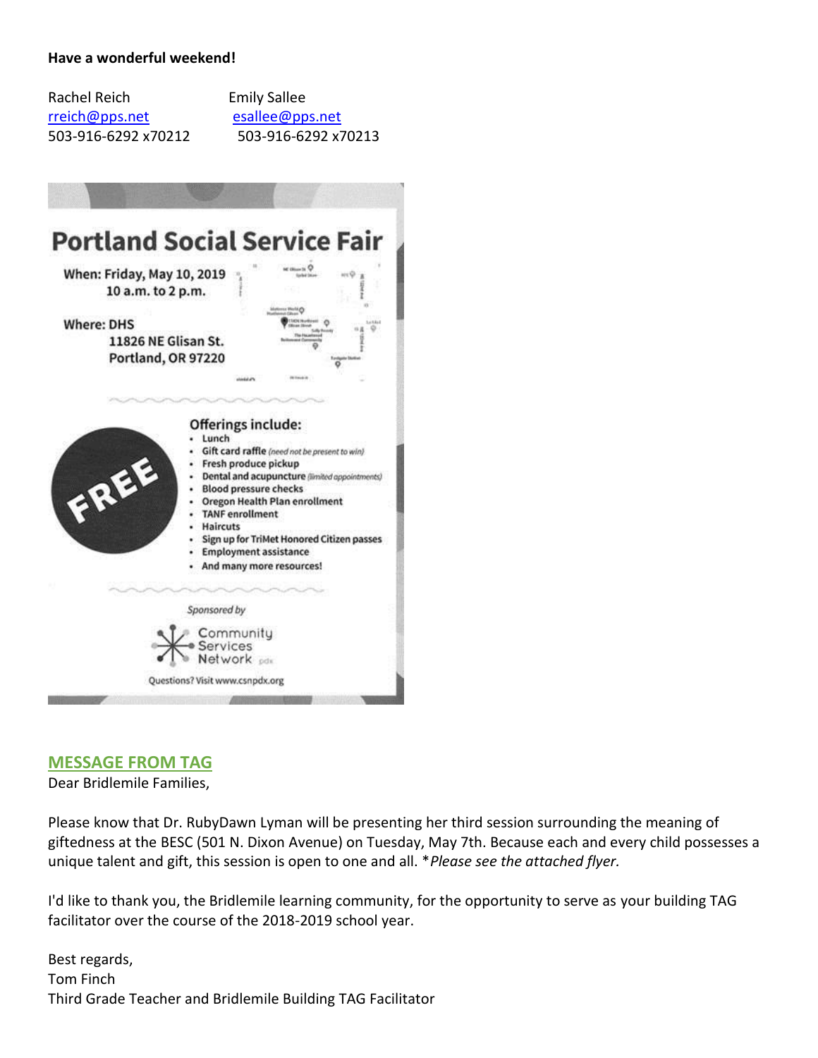**Have a wonderful weekend!**

Rachel Reich
rreich@pps.net
503-916-6292 x70212

Emily Sallee
esallee@pps.net
503-916-6292 x70213

# Portland Social Service Fair

When: Friday, May 10, 2019
10 a.m. to 2 p.m.

Where: DHS
11826 NE Glisan St.
Portland, OR 97220

FREE

Offerings include:

- Lunch
- Gift card raffle *(need not be present to win)*
- Fresh produce pickup
- Dental and acupuncture *(limited appointments)*
- Blood pressure checks
- Oregon Health Plan enrollment
- TANF enrollment
- Haircuts
- Sign up for TriMet Honored Citizen passes
- Employment assistance
- And many more resources!

*Sponsored by*

Community Services Network pdx

Questions? Visit www.csnpdx.org

## MESSAGE FROM TAG

Dear Bridlemile Families,

Please know that Dr. RubyDawn Lyman will be presenting her third session surrounding the meaning of giftedness at the BESC (501 N. Dixon Avenue) on Tuesday, May 7th. Because each and every child possesses a unique talent and gift, this session is open to one and all. \**Please see the attached flyer.*

I'd like to thank you, the Bridlemile learning community, for the opportunity to serve as your building TAG facilitator over the course of the 2018-2019 school year.

Best regards,
Tom Finch
Third Grade Teacher and Bridlemile Building TAG Facilitator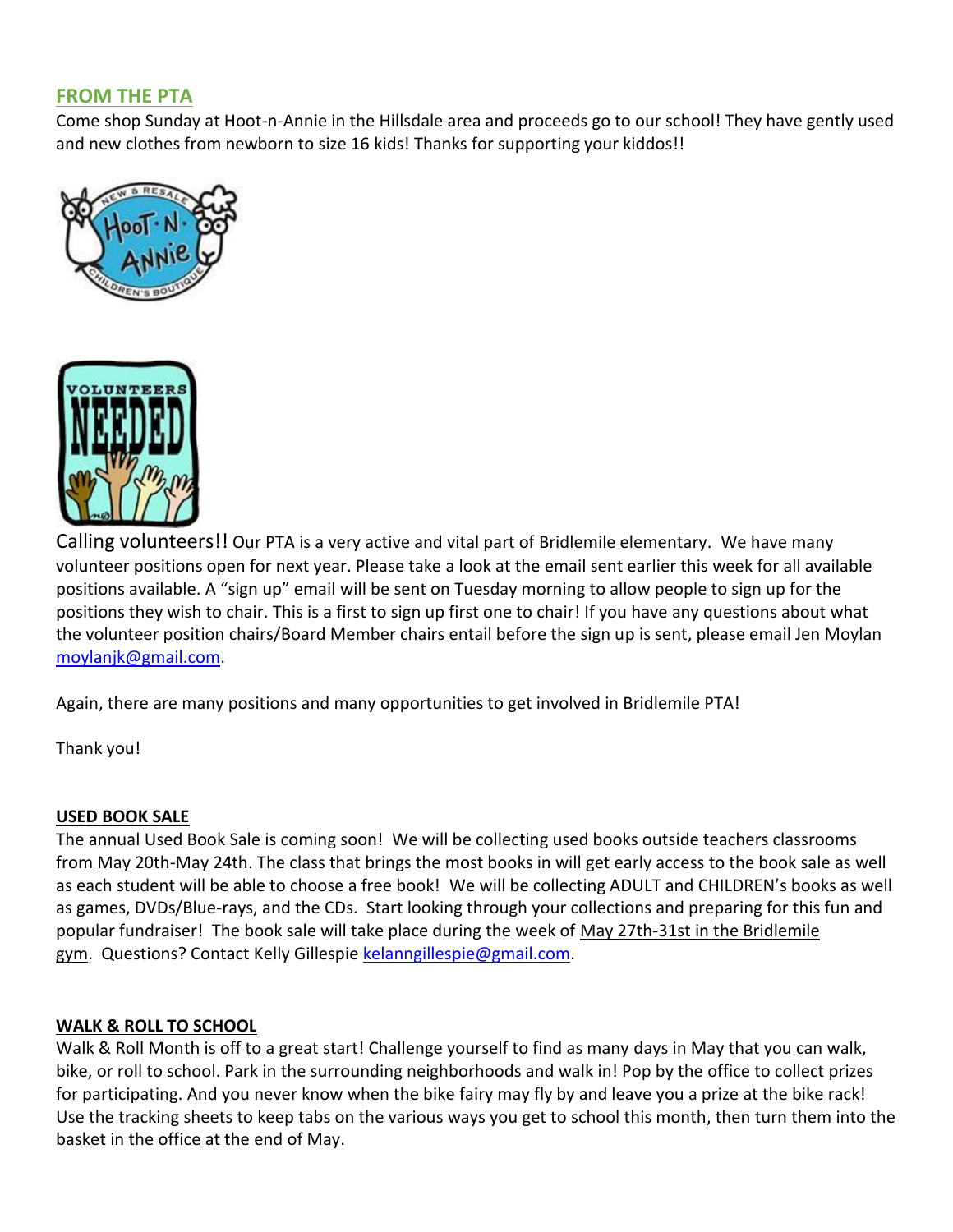## FROM THE PTA

Come shop Sunday at Hoot-n-Annie in the Hillsdale area and proceeds go to our school! They have gently used and new clothes from newborn to size 16 kids! Thanks for supporting your kiddos!!

Calling volunteers!! Our PTA is a very active and vital part of Bridlemile elementary. We have many volunteer positions open for next year. Please take a look at the email sent earlier this week for all available positions available. A "sign up" email will be sent on Tuesday morning to allow people to sign up for the positions they wish to chair. This is a first to sign up first one to chair! If you have any questions about what the volunteer position chairs/Board Member chairs entail before the sign up is sent, please email Jen Moylan moylanjk@gmail.com.

Again, there are many positions and many opportunities to get involved in Bridlemile PTA!

Thank you!

### USED BOOK SALE

The annual Used Book Sale is coming soon! We will be collecting used books outside teachers classrooms from May 20th-May 24th. The class that brings the most books in will get early access to the book sale as well as each student will be able to choose a free book! We will be collecting ADULT and CHILDREN's books as well as games, DVDs/Blue-rays, and the CDs. Start looking through your collections and preparing for this fun and popular fundraiser! The book sale will take place during the week of May 27th-31st in the Bridlemile gym. Questions? Contact Kelly Gillespie kelanngillespie@gmail.com.

### WALK & ROLL TO SCHOOL

Walk & Roll Month is off to a great start! Challenge yourself to find as many days in May that you can walk, bike, or roll to school. Park in the surrounding neighborhoods and walk in! Pop by the office to collect prizes for participating. And you never know when the bike fairy may fly by and leave you a prize at the bike rack! Use the tracking sheets to keep tabs on the various ways you get to school this month, then turn them into the basket in the office at the end of May.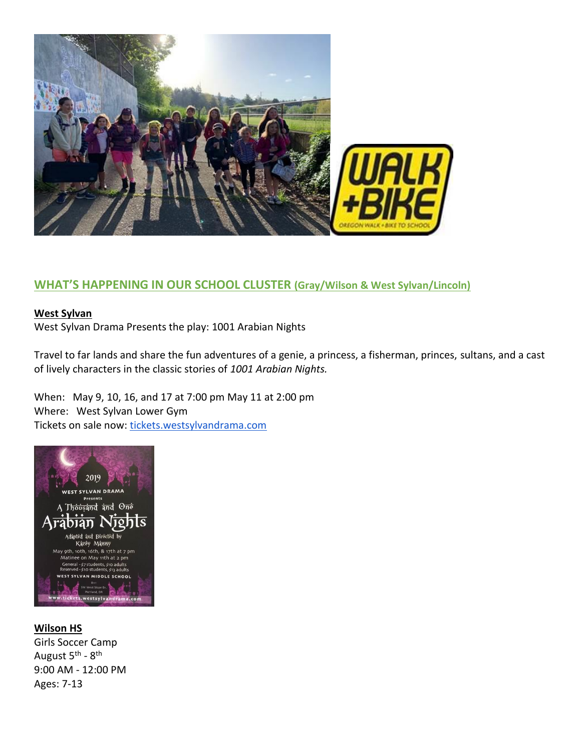## WHAT'S HAPPENING IN OUR SCHOOL CLUSTER (Gray/Wilson & West Sylvan/Lincoln)

**West Sylvan**

West Sylvan Drama Presents the play: 1001 Arabian Nights

Travel to far lands and share the fun adventures of a genie, a princess, a fisherman, princes, sultans, and a cast of lively characters in the classic stories of *1001 Arabian Nights.*

When: May 9, 10, 16, and 17 at 7:00 pm May 11 at 2:00 pm
Where: West Sylvan Lower Gym
Tickets on sale now: [tickets.westsylvandrama.com](http://tickets.westsylvandrama.com)

**Wilson HS**

Girls Soccer Camp
August 5th - 8th
9:00 AM - 12:00 PM
Ages: 7-13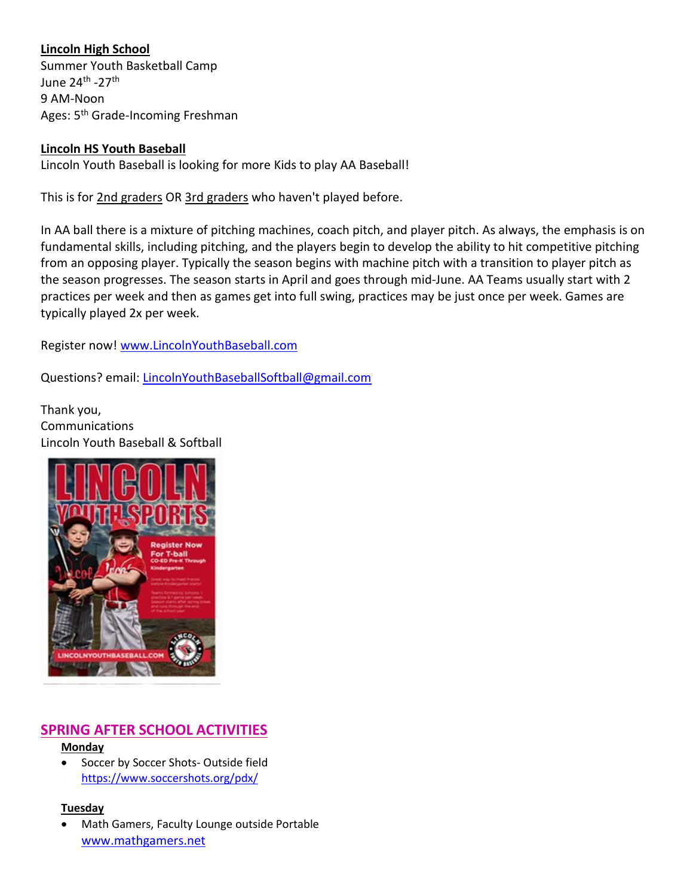**Lincoln High School**
Summer Youth Basketball Camp
June 24th -27th
9 AM-Noon
Ages: 5th Grade-Incoming Freshman

**Lincoln HS Youth Baseball**
Lincoln Youth Baseball is looking for more Kids to play AA Baseball!

This is for 2nd graders OR 3rd graders who haven't played before.

In AA ball there is a mixture of pitching machines, coach pitch, and player pitch. As always, the emphasis is on fundamental skills, including pitching, and the players begin to develop the ability to hit competitive pitching from an opposing player. Typically the season begins with machine pitch with a transition to player pitch as the season progresses. The season starts in April and goes through mid-June. AA Teams usually start with 2 practices per week and then as games get into full swing, practices may be just once per week. Games are typically played 2x per week.

Register now! www.LincolnYouthBaseball.com

Questions? email: LincolnYouthBaseballSoftball@gmail.com

Thank you,
Communications
Lincoln Youth Baseball & Softball

## SPRING AFTER SCHOOL ACTIVITIES

**Monday**

- Soccer by Soccer Shots- Outside field
  https://www.soccershots.org/pdx/

**Tuesday**

- Math Gamers, Faculty Lounge outside Portable
  www.mathgamers.net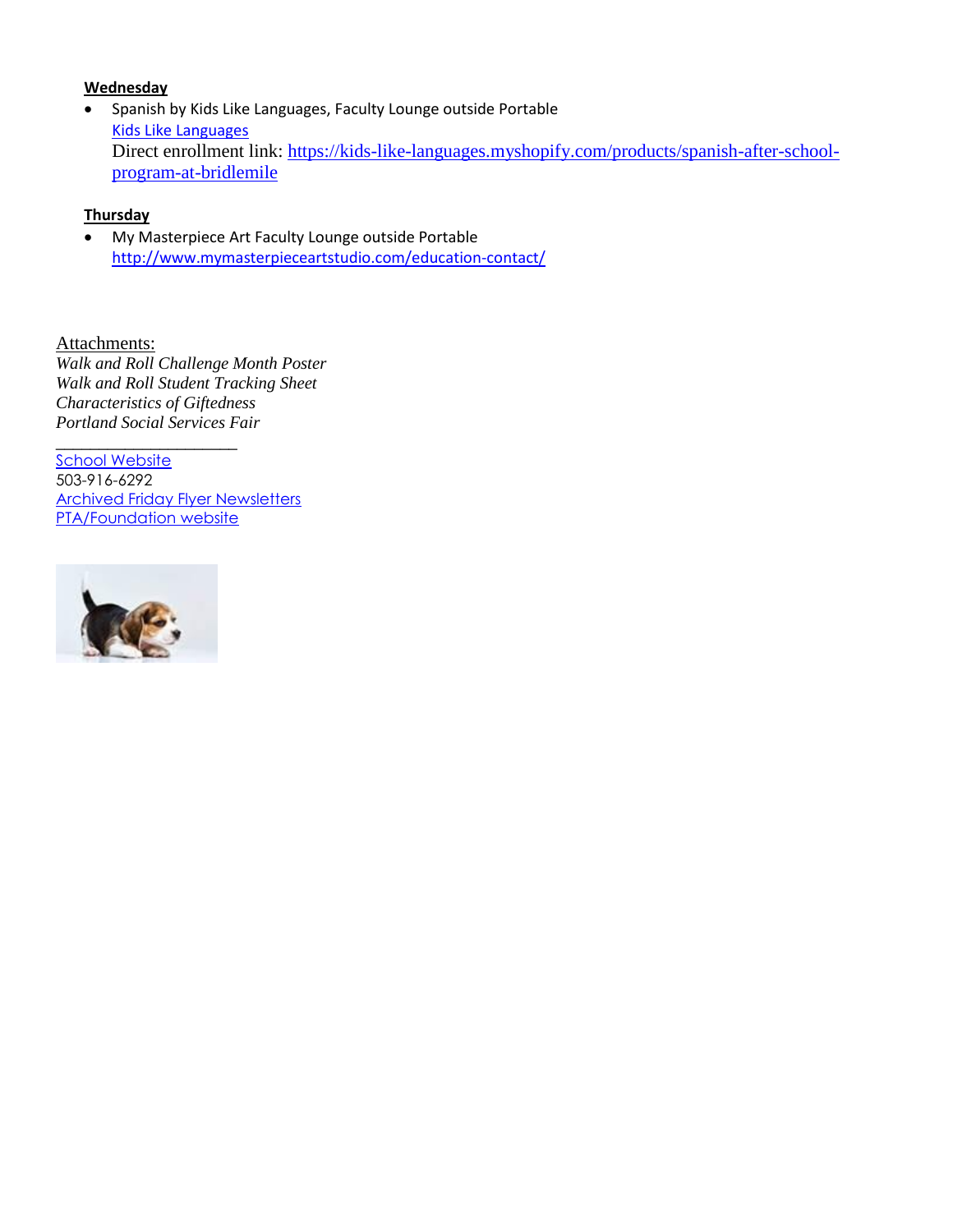**Wednesday**

- Spanish by Kids Like Languages, Faculty Lounge outside Portable
  [Kids Like Languages]
  Direct enrollment link: https://kids-like-languages.myshopify.com/products/spanish-after-school-program-at-bridlemile

**Thursday**

- My Masterpiece Art Faculty Lounge outside Portable
  http://www.mymasterpieceartstudio.com/education-contact/

Attachments:
*Walk and Roll Challenge Month Poster*
*Walk and Roll Student Tracking Sheet*
*Characteristics of Giftedness*
*Portland Social Services Fair*

---

School Website
503-916-6292
Archived Friday Flyer Newsletters
PTA/Foundation website